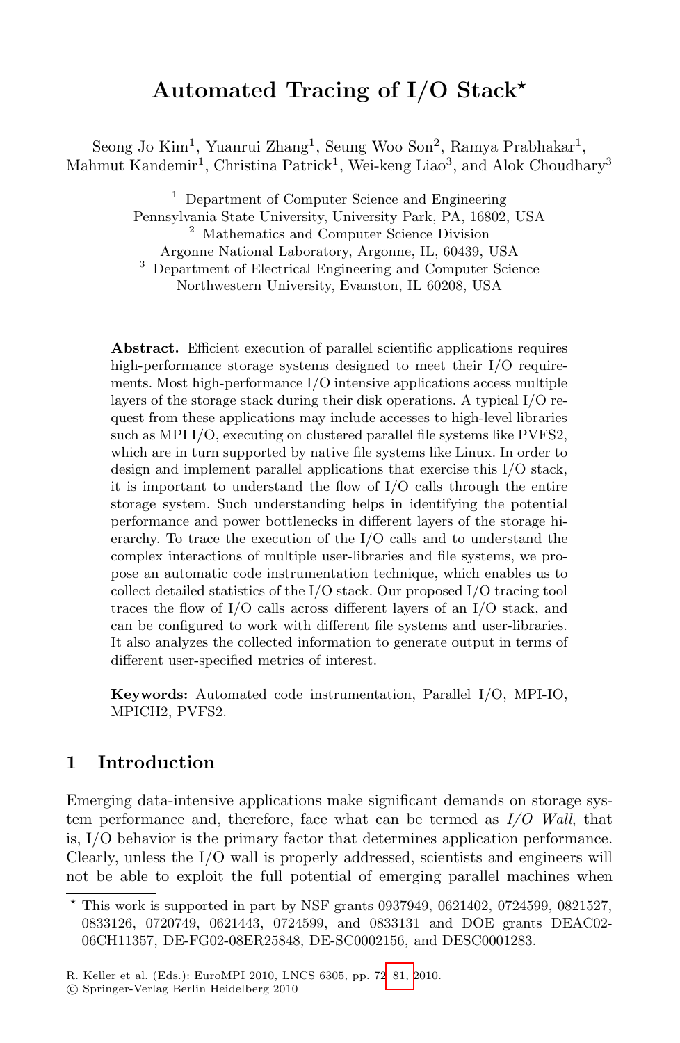# Automated Tracing of I/O Stack*

Seong Jo Kim[1], Yuanrui Zhang[1], Seung Woo Son[2], Ramya Prabhakar[1], Mahmut Kandemir[1], Christina Patrick[1], Wei-keng Liao[3], and Alok Choudhary[3]

[1] Department of Computer Science and Engineering
Pennsylvania State University, University Park, PA, 16802, USA
[2] Mathematics and Computer Science Division
Argonne National Laboratory, Argonne, IL, 60439, USA
[3] Department of Electrical Engineering and Computer Science
Northwestern University, Evanston, IL 60208, USA

**Abstract.** Efficient execution of parallel scientific applications requires high-performance storage systems designed to meet their I/O requirements. Most high-performance I/O intensive applications access multiple layers of the storage stack during their disk operations. A typical I/O request from these applications may include accesses to high-level libraries such as MPI I/O, executing on clustered parallel file systems like PVFS2, which are in turn supported by native file systems like Linux. In order to design and implement parallel applications that exercise this I/O stack, it is important to understand the flow of I/O calls through the entire storage system. Such understanding helps in identifying the potential performance and power bottlenecks in different layers of the storage hierarchy. To trace the execution of the I/O calls and to understand the complex interactions of multiple user-libraries and file systems, we propose an automatic code instrumentation technique, which enables us to collect detailed statistics of the I/O stack. Our proposed I/O tracing tool traces the flow of I/O calls across different layers of an I/O stack, and can be configured to work with different file systems and user-libraries. It also analyzes the collected information to generate output in terms of different user-specified metrics of interest.

**Keywords:** Automated code instrumentation, Parallel I/O, MPI-IO, MPICH2, PVFS2.

## 1 Introduction

Emerging data-intensive applications make significant demands on storage system performance and, therefore, face what can be termed as *I/O Wall*, that is, I/O behavior is the primary factor that determines application performance. Clearly, unless the I/O wall is properly addressed, scientists and engineers will not be able to exploit the full potential of emerging parallel machines when

* This work is supported in part by NSF grants 0937949, 0621402, 0724599, 0821527, 0833126, 0720749, 0621443, 0724599, and 0833131 and DOE grants DEAC02-06CH11357, DE-FG02-08ER25848, DE-SC0002156, and DESC0001283.

R. Keller et al. (Eds.): EuroMPI 2010, LNCS 6305, pp. 72–81, 2010.
© Springer-Verlag Berlin Heidelberg 2010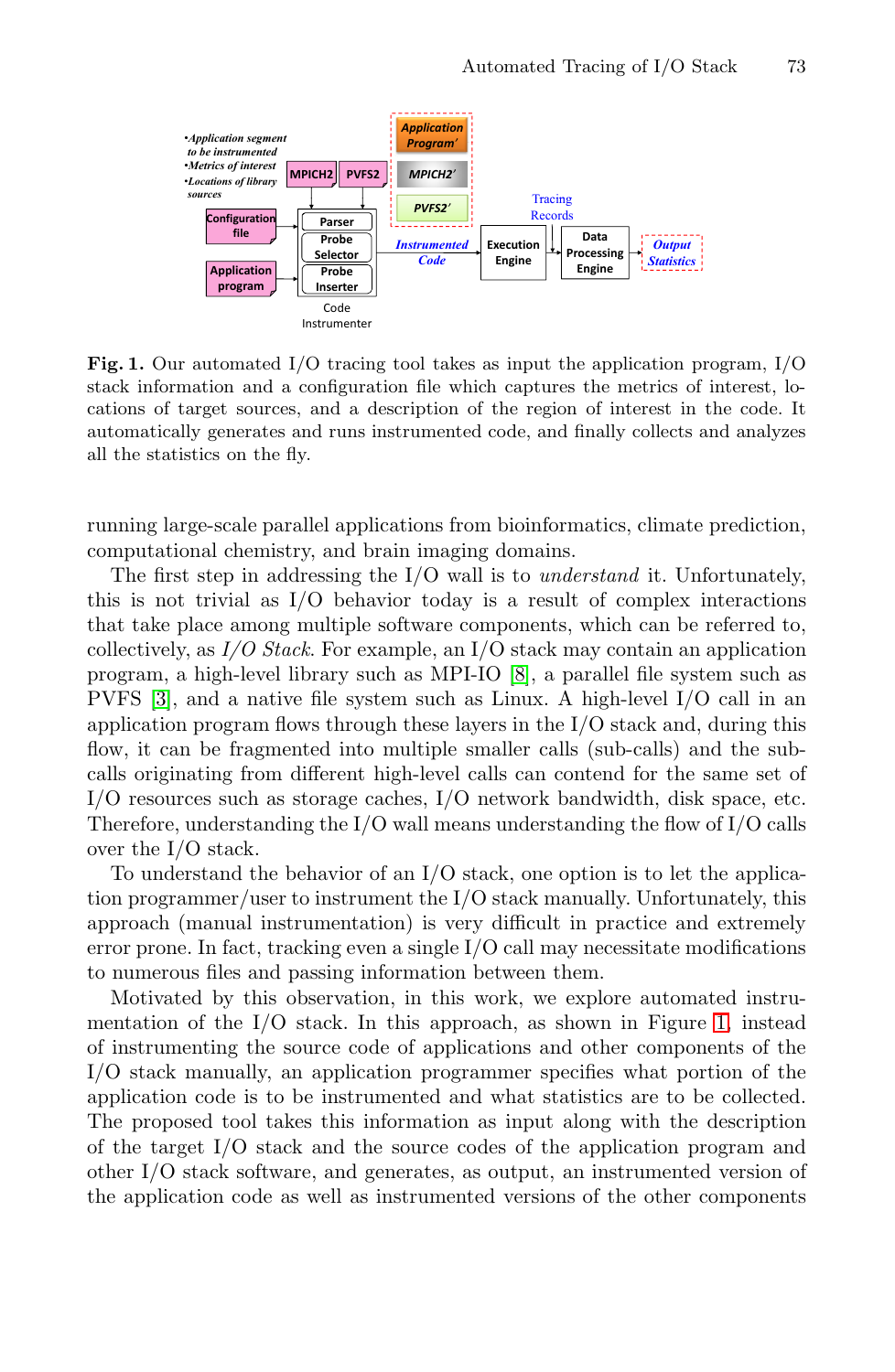**Fig. 1.** Our automated I/O tracing tool takes as input the application program, I/O stack information and a configuration file which captures the metrics of interest, locations of target sources, and a description of the region of interest in the code. It automatically generates and runs instrumented code, and finally collects and analyzes all the statistics on the fly.

running large-scale parallel applications from bioinformatics, climate prediction, computational chemistry, and brain imaging domains.

The first step in addressing the I/O wall is to *understand* it. Unfortunately, this is not trivial as I/O behavior today is a result of complex interactions that take place among multiple software components, which can be referred to, collectively, as *I/O Stack*. For example, an I/O stack may contain an application program, a high-level library such as MPI-IO [8], a parallel file system such as PVFS [3], and a native file system such as Linux. A high-level I/O call in an application program flows through these layers in the I/O stack and, during this flow, it can be fragmented into multiple smaller calls (sub-calls) and the sub-calls originating from different high-level calls can contend for the same set of I/O resources such as storage caches, I/O network bandwidth, disk space, etc. Therefore, understanding the I/O wall means understanding the flow of I/O calls over the I/O stack.

To understand the behavior of an I/O stack, one option is to let the application programmer/user to instrument the I/O stack manually. Unfortunately, this approach (manual instrumentation) is very difficult in practice and extremely error prone. In fact, tracking even a single I/O call may necessitate modifications to numerous files and passing information between them.

Motivated by this observation, in this work, we explore automated instrumentation of the I/O stack. In this approach, as shown in Figure 1, instead of instrumenting the source code of applications and other components of the I/O stack manually, an application programmer specifies what portion of the application code is to be instrumented and what statistics are to be collected. The proposed tool takes this information as input along with the description of the target I/O stack and the source codes of the application program and other I/O stack software, and generates, as output, an instrumented version of the application code as well as instrumented versions of the other components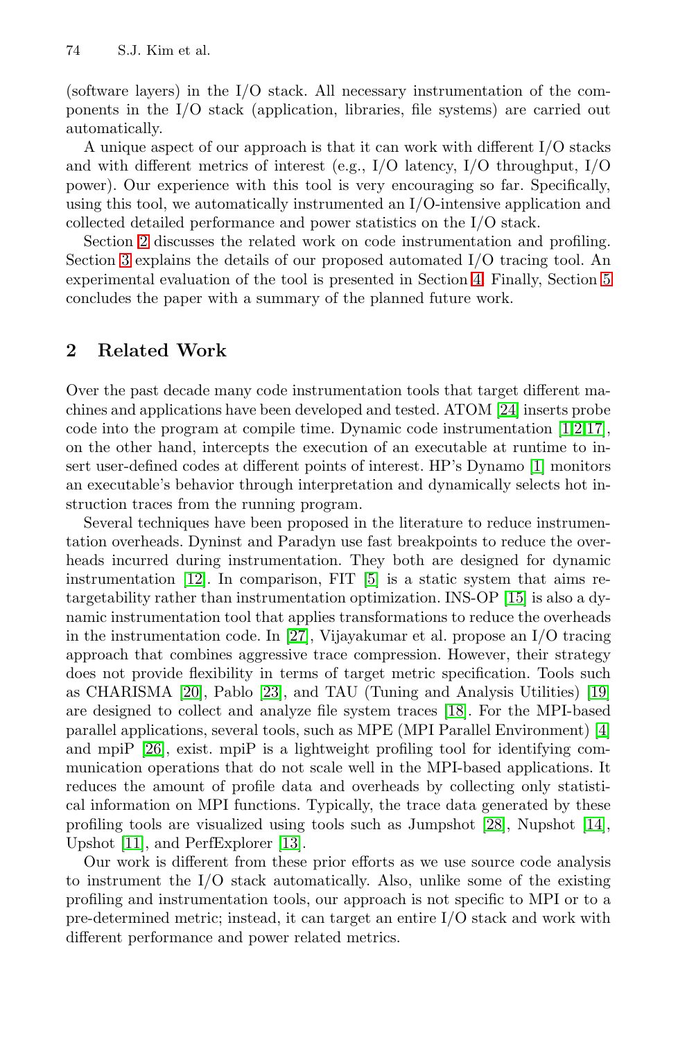(software layers) in the I/O stack. All necessary instrumentation of the components in the I/O stack (application, libraries, file systems) are carried out automatically.

A unique aspect of our approach is that it can work with different I/O stacks and with different metrics of interest (e.g., I/O latency, I/O throughput, I/O power). Our experience with this tool is very encouraging so far. Specifically, using this tool, we automatically instrumented an I/O-intensive application and collected detailed performance and power statistics on the I/O stack.

Section 2 discusses the related work on code instrumentation and profiling. Section 3 explains the details of our proposed automated I/O tracing tool. An experimental evaluation of the tool is presented in Section 4. Finally, Section 5 concludes the paper with a summary of the planned future work.

## 2 Related Work

Over the past decade many code instrumentation tools that target different machines and applications have been developed and tested. ATOM [24] inserts probe code into the program at compile time. Dynamic code instrumentation [1,2,17], on the other hand, intercepts the execution of an executable at runtime to insert user-defined codes at different points of interest. HP's Dynamo [1] monitors an executable's behavior through interpretation and dynamically selects hot instruction traces from the running program.

Several techniques have been proposed in the literature to reduce instrumentation overheads. Dyninst and Paradyn use fast breakpoints to reduce the overheads incurred during instrumentation. They both are designed for dynamic instrumentation [12]. In comparison, FIT [5] is a static system that aims retargetability rather than instrumentation optimization. INS-OP [15] is also a dynamic instrumentation tool that applies transformations to reduce the overheads in the instrumentation code. In [27], Vijayakumar et al. propose an I/O tracing approach that combines aggressive trace compression. However, their strategy does not provide flexibility in terms of target metric specification. Tools such as CHARISMA [20], Pablo [23], and TAU (Tuning and Analysis Utilities) [19] are designed to collect and analyze file system traces [18]. For the MPI-based parallel applications, several tools, such as MPE (MPI Parallel Environment) [4] and mpiP [26], exist. mpiP is a lightweight profiling tool for identifying communication operations that do not scale well in the MPI-based applications. It reduces the amount of profile data and overheads by collecting only statistical information on MPI functions. Typically, the trace data generated by these profiling tools are visualized using tools such as Jumpshot [28], Nupshot [14], Upshot [11], and PerfExplorer [13].

Our work is different from these prior efforts as we use source code analysis to instrument the I/O stack automatically. Also, unlike some of the existing profiling and instrumentation tools, our approach is not specific to MPI or to a pre-determined metric; instead, it can target an entire I/O stack and work with different performance and power related metrics.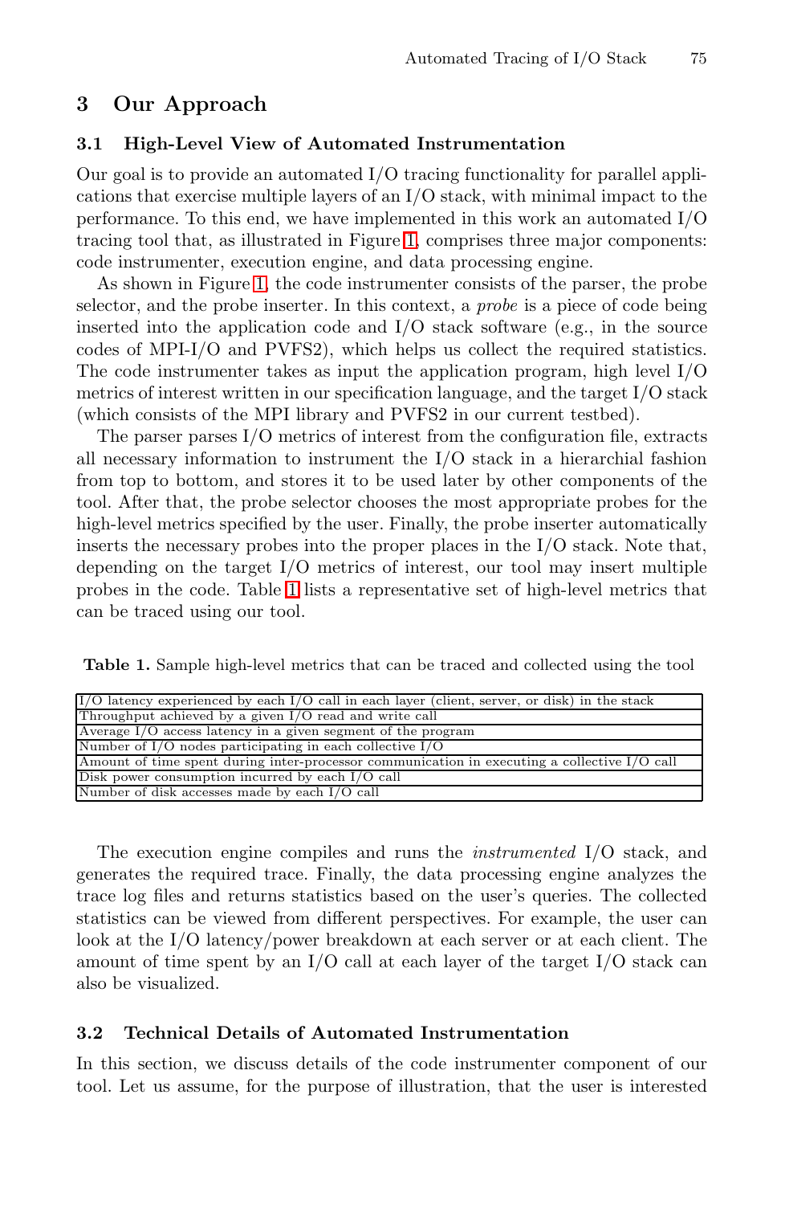## 3 Our Approach

### 3.1 High-Level View of Automated Instrumentation

Our goal is to provide an automated I/O tracing functionality for parallel applications that exercise multiple layers of an I/O stack, with minimal impact to the performance. To this end, we have implemented in this work an automated I/O tracing tool that, as illustrated in Figure 1, comprises three major components: code instrumenter, execution engine, and data processing engine.

As shown in Figure 1, the code instrumenter consists of the parser, the probe selector, and the probe inserter. In this context, a *probe* is a piece of code being inserted into the application code and I/O stack software (e.g., in the source codes of MPI-I/O and PVFS2), which helps us collect the required statistics. The code instrumenter takes as input the application program, high level I/O metrics of interest written in our specification language, and the target I/O stack (which consists of the MPI library and PVFS2 in our current testbed).

The parser parses I/O metrics of interest from the configuration file, extracts all necessary information to instrument the I/O stack in a hierarchial fashion from top to bottom, and stores it to be used later by other components of the tool. After that, the probe selector chooses the most appropriate probes for the high-level metrics specified by the user. Finally, the probe inserter automatically inserts the necessary probes into the proper places in the I/O stack. Note that, depending on the target I/O metrics of interest, our tool may insert multiple probes in the code. Table 1 lists a representative set of high-level metrics that can be traced using our tool.

**Table 1.** Sample high-level metrics that can be traced and collected using the tool

| |
|---|
| I/O latency experienced by each I/O call in each layer (client, server, or disk) in the stack |
| Throughput achieved by a given I/O read and write call |
| Average I/O access latency in a given segment of the program |
| Number of I/O nodes participating in each collective I/O |
| Amount of time spent during inter-processor communication in executing a collective I/O call |
| Disk power consumption incurred by each I/O call |
| Number of disk accesses made by each I/O call |

The execution engine compiles and runs the *instrumented* I/O stack, and generates the required trace. Finally, the data processing engine analyzes the trace log files and returns statistics based on the user's queries. The collected statistics can be viewed from different perspectives. For example, the user can look at the I/O latency/power breakdown at each server or at each client. The amount of time spent by an I/O call at each layer of the target I/O stack can also be visualized.

### 3.2 Technical Details of Automated Instrumentation

In this section, we discuss details of the code instrumenter component of our tool. Let us assume, for the purpose of illustration, that the user is interested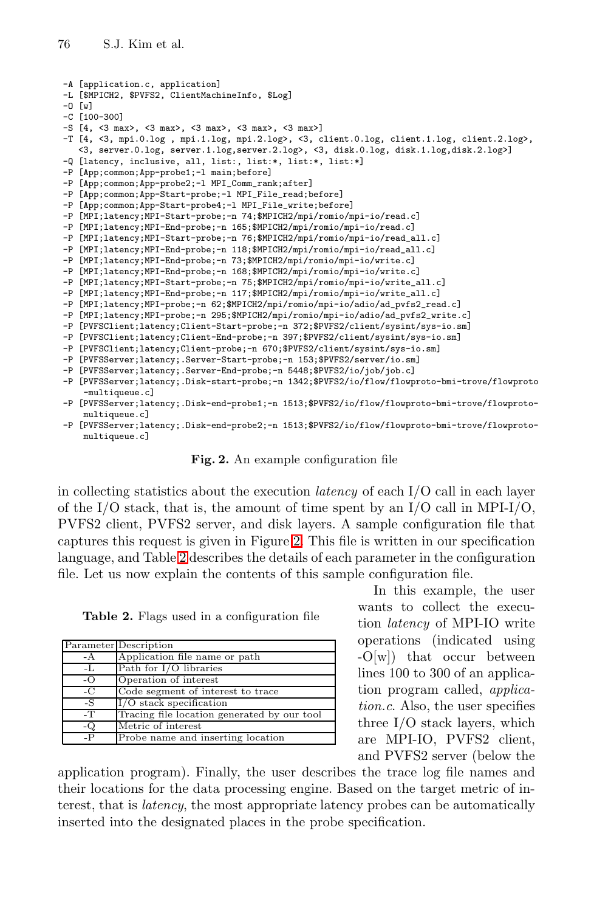```
-A [application.c, application]
-L [$MPICH2, $PVFS2, ClientMachineInfo, $Log]
-O [w]
-C [100-300]
-S [4, <3 max>, <3 max>, <3 max>, <3 max>, <3 max>]
-T [4, <3, mpi.0.log , mpi.1.log, mpi.2.log>, <3, client.0.log, client.1.log, client.2.log>,
   <3, server.0.log, server.1.log,server.2.log>, <3, disk.0.log, disk.1.log,disk.2.log>]
-Q [latency, inclusive, all, list:, list:*, list:*, list:*]
-P [App;common;App-probe1;-l main;before]
-P [App;common;App-probe2;-l MPI_Comm_rank;after]
-P [App;common;App-Start-probe3;-l MPI_File_read;before]
-P [App;common;App-Start-probe4;-l MPI_File_write;before]
-P [MPI;latency;MPI-Start-probe;-n 74;$MPICH2/mpi/romio/mpi-io/read.c]
-P [MPI;latency;MPI-End-probe;-n 165;$MPICH2/mpi/romio/mpi-io/read.c]
-P [MPI;latency;MPI-Start-probe;-n 76;$MPICH2/mpi/romio/mpi-io/read_all.c]
-P [MPI;latency;MPI-End-probe;-n 118;$MPICH2/mpi/romio/mpi-io/read_all.c]
-P [MPI;latency;MPI-End-probe;-n 73;$MPICH2/mpi/romio/mpi-io/write.c]
-P [MPI;latency;MPI-End-probe;-n 168;$MPICH2/mpi/romio/mpi-io/write.c]
-P [MPI;latency;MPI-Start-probe;-n 75;$MPICH2/mpi/romio/mpi-io/write_all.c]
-P [MPI;latency;MPI-End-probe;-n 117;$MPICH2/mpi/romio/mpi-io/write_all.c]
-P [MPI;latency;MPI-probe;-n 62;$MPICH2/mpi/romio/mpi-io/adio/ad_pvfs2_read.c]
-P [MPI;latency;MPI-probe;-n 295;$MPICH2/mpi/romio/mpi-io/adio/ad_pvfs2_write.c]
-P [PVFSClient;latency;Client-Start-probe;-n 372;$PVFS2/client/sysint/sys-io.sm]
-P [PVFSClient;latency;Client-End-probe;-n 397;$PVFS2/client/sysint/sys-io.sm]
-P [PVFSClient;latency;Client-probe;-n 670;$PVFS2/client/sysint/sys-io.sm]
-P [PVFSServer;latency;.Server-Start-probe;-n 153;$PVFS2/server/io.sm]
-P [PVFSServer;latency;.Server-End-probe;-n 5448;$PVFS2/io/job/job.c]
-P [PVFSServer;latency;.Disk-start-probe;-n 1342;$PVFS2/io/flow/flowproto-bmi-trove/flowproto
    -multiqueue.c]
-P [PVFSServer;latency;.Disk-end-probe1;-n 1513;$PVFS2/io/flow/flowproto-bmi-trove/flowproto-
    multiqueue.c]
-P [PVFSServer;latency;.Disk-end-probe2;-n 1513;$PVFS2/io/flow/flowproto-bmi-trove/flowproto-
    multiqueue.c]
```

**Fig. 2.** An example configuration file

in collecting statistics about the execution *latency* of each I/O call in each layer of the I/O stack, that is, the amount of time spent by an I/O call in MPI-I/O, PVFS2 client, PVFS2 server, and disk layers. A sample configuration file that captures this request is given in Figure 2. This file is written in our specification language, and Table 2 describes the details of each parameter in the configuration file. Let us now explain the contents of this sample configuration file.

**Table 2.** Flags used in a configuration file

| Parameter | Description |
|---|---|
| -A | Application file name or path |
| -L | Path for I/O libraries |
| -O | Operation of interest |
| -C | Code segment of interest to trace |
| -S | I/O stack specification |
| -T | Tracing file location generated by our tool |
| -Q | Metric of interest |
| -P | Probe name and inserting location |

In this example, the user wants to collect the execution *latency* of MPI-IO write operations (indicated using -O[w]) that occur between lines 100 to 300 of an application program called, *application.c*. Also, the user specifies three I/O stack layers, which are MPI-IO, PVFS2 client, and PVFS2 server (below the application program). Finally, the user describes the trace log file names and their locations for the data processing engine. Based on the target metric of interest, that is *latency*, the most appropriate latency probes can be automatically inserted into the designated places in the probe specification.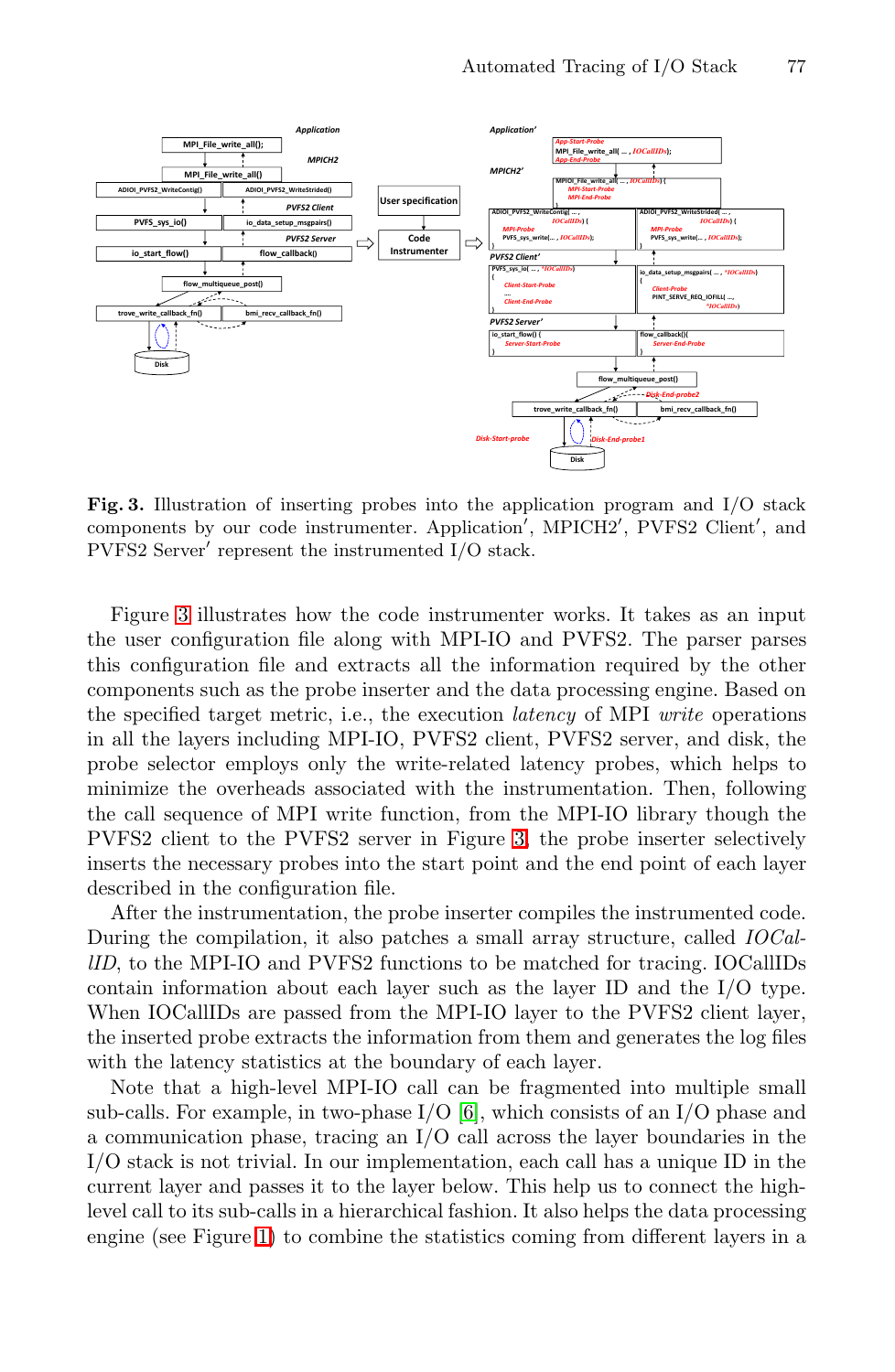**Fig. 3.** Illustration of inserting probes into the application program and I/O stack components by our code instrumenter. Application′, MPICH2′, PVFS2 Client′, and PVFS2 Server′ represent the instrumented I/O stack.

Figure 3 illustrates how the code instrumenter works. It takes as an input the user configuration file along with MPI-IO and PVFS2. The parser parses this configuration file and extracts all the information required by the other components such as the probe inserter and the data processing engine. Based on the specified target metric, i.e., the execution *latency* of MPI *write* operations in all the layers including MPI-IO, PVFS2 client, PVFS2 server, and disk, the probe selector employs only the write-related latency probes, which helps to minimize the overheads associated with the instrumentation. Then, following the call sequence of MPI write function, from the MPI-IO library though the PVFS2 client to the PVFS2 server in Figure 3, the probe inserter selectively inserts the necessary probes into the start point and the end point of each layer described in the configuration file.

After the instrumentation, the probe inserter compiles the instrumented code. During the compilation, it also patches a small array structure, called *IOCallID*, to the MPI-IO and PVFS2 functions to be matched for tracing. IOCallIDs contain information about each layer such as the layer ID and the I/O type. When IOCallIDs are passed from the MPI-IO layer to the PVFS2 client layer, the inserted probe extracts the information from them and generates the log files with the latency statistics at the boundary of each layer.

Note that a high-level MPI-IO call can be fragmented into multiple small sub-calls. For example, in two-phase I/O [6], which consists of an I/O phase and a communication phase, tracing an I/O call across the layer boundaries in the I/O stack is not trivial. In our implementation, each call has a unique ID in the current layer and passes it to the layer below. This help us to connect the high-level call to its sub-calls in a hierarchical fashion. It also helps the data processing engine (see Figure 1) to combine the statistics coming from different layers in a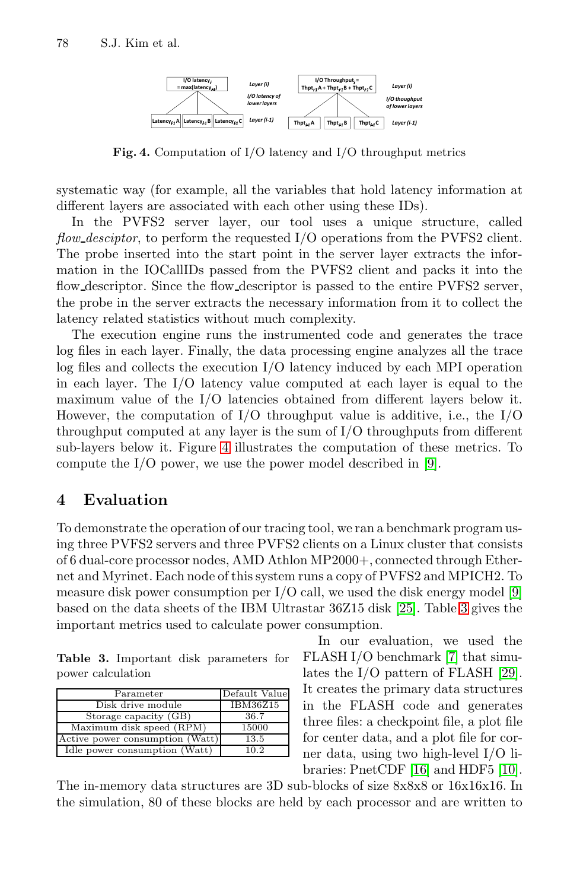**Fig. 4.** Computation of I/O latency and I/O throughput metrics

systematic way (for example, all the variables that hold latency information at different layers are associated with each other using these IDs).

In the PVFS2 server layer, our tool uses a unique structure, called *flow_desciptor*, to perform the requested I/O operations from the PVFS2 client. The probe inserted into the start point in the server layer extracts the information in the IOCallIDs passed from the PVFS2 client and packs it into the flow_descriptor. Since the flow_descriptor is passed to the entire PVFS2 server, the probe in the server extracts the necessary information from it to collect the latency related statistics without much complexity.

The execution engine runs the instrumented code and generates the trace log files in each layer. Finally, the data processing engine analyzes all the trace log files and collects the execution I/O latency induced by each MPI operation in each layer. The I/O latency value computed at each layer is equal to the maximum value of the I/O latencies obtained from different layers below it. However, the computation of I/O throughput value is additive, i.e., the I/O throughput computed at any layer is the sum of I/O throughputs from different sub-layers below it. Figure 4 illustrates the computation of these metrics. To compute the I/O power, we use the power model described in [9].

## 4 Evaluation

To demonstrate the operation of our tracing tool, we ran a benchmark program using three PVFS2 servers and three PVFS2 clients on a Linux cluster that consists of 6 dual-core processor nodes, AMD Athlon MP2000+, connected through Ethernet and Myrinet. Each node of this system runs a copy of PVFS2 and MPICH2. To measure disk power consumption per I/O call, we used the disk energy model [9] based on the data sheets of the IBM Ultrastar 36Z15 disk [25]. Table 3 gives the important metrics used to calculate power consumption.

**Table 3.** Important disk parameters for power calculation

| Parameter | Default Value |
|---|---|
| Disk drive module | IBM36Z15 |
| Storage capacity (GB) | 36.7 |
| Maximum disk speed (RPM) | 15000 |
| Active power consumption (Watt) | 13.5 |
| Idle power consumption (Watt) | 10.2 |

In our evaluation, we used the FLASH I/O benchmark [7] that simulates the I/O pattern of FLASH [29]. It creates the primary data structures in the FLASH code and generates three files: a checkpoint file, a plot file for center data, and a plot file for corner data, using two high-level I/O libraries: PnetCDF [16] and HDF5 [10]. The in-memory data structures are 3D sub-blocks of size 8x8x8 or 16x16x16. In the simulation, 80 of these blocks are held by each processor and are written to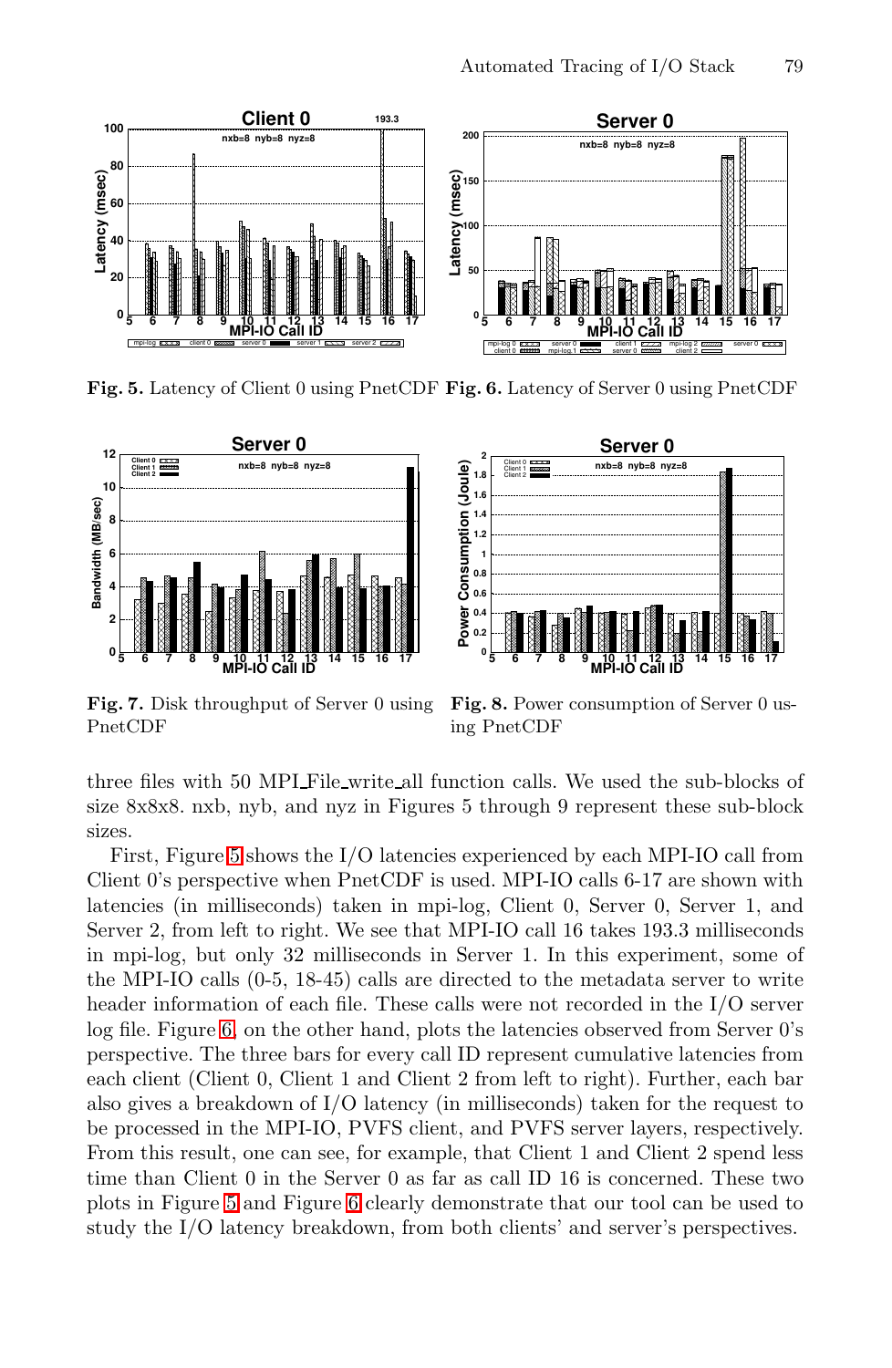Fig. 5. Latency of Client 0 using PnetCDF

Fig. 6. Latency of Server 0 using PnetCDF

Fig. 7. Disk throughput of Server 0 using PnetCDF

Fig. 8. Power consumption of Server 0 using PnetCDF

three files with 50 MPI_File_write_all function calls. We used the sub-blocks of size 8x8x8. nxb, nyb, and nyz in Figures 5 through 9 represent these sub-block sizes.

First, Figure 5 shows the I/O latencies experienced by each MPI-IO call from Client 0's perspective when PnetCDF is used. MPI-IO calls 6-17 are shown with latencies (in milliseconds) taken in mpi-log, Client 0, Server 0, Server 1, and Server 2, from left to right. We see that MPI-IO call 16 takes 193.3 milliseconds in mpi-log, but only 32 milliseconds in Server 1. In this experiment, some of the MPI-IO calls (0-5, 18-45) are directed to the metadata server to write header information of each file. These calls were not recorded in the I/O server log file. Figure 6, on the other hand, plots the latencies observed from Server 0's perspective. The three bars for every call ID represent cumulative latencies from each client (Client 0, Client 1 and Client 2 from left to right). Further, each bar also gives a breakdown of I/O latency (in milliseconds) taken for the request to be processed in the MPI-IO, PVFS client, and PVFS server layers, respectively. From this result, one can see, for example, that Client 1 and Client 2 spend less time than Client 0 in the Server 0 as far as call ID 16 is concerned. These two plots in Figure 5 and Figure 6 clearly demonstrate that our tool can be used to study the I/O latency breakdown, from both clients' and server's perspectives.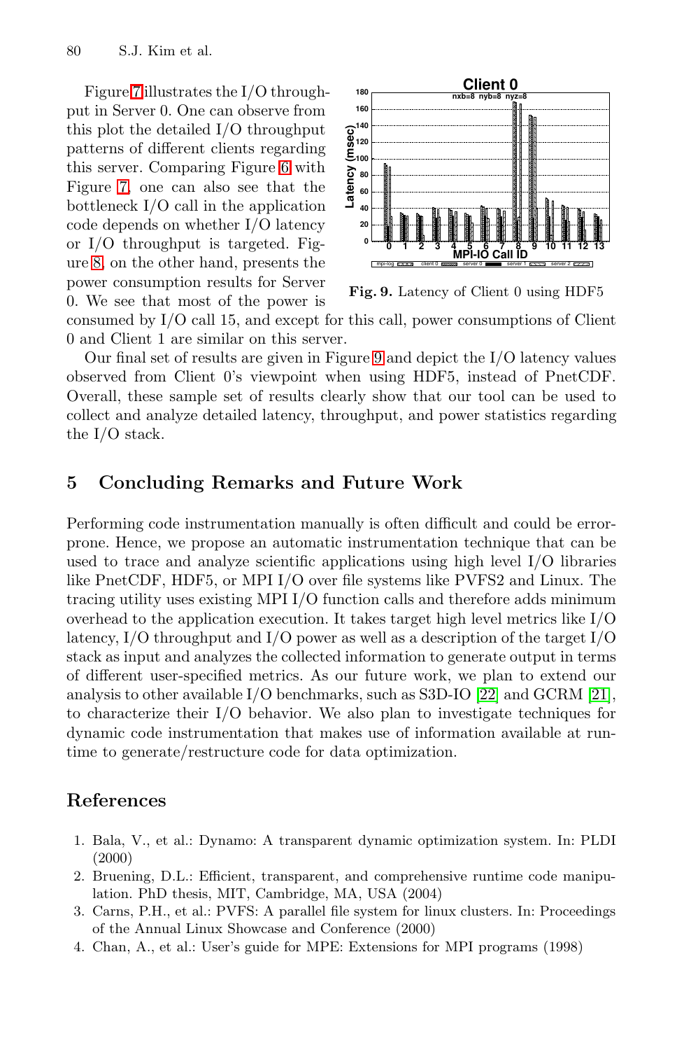Figure 7 illustrates the I/O throughput in Server 0. One can observe from this plot the detailed I/O throughput patterns of different clients regarding this server. Comparing Figure 6 with Figure 7, one can also see that the bottleneck I/O call in the application code depends on whether I/O latency or I/O throughput is targeted. Figure 8, on the other hand, presents the power consumption results for Server 0. We see that most of the power is consumed by I/O call 15, and except for this call, power consumptions of Client 0 and Client 1 are similar on this server.

**Fig. 9.** Latency of Client 0 using HDF5

Our final set of results are given in Figure 9 and depict the I/O latency values observed from Client 0's viewpoint when using HDF5, instead of PnetCDF. Overall, these sample set of results clearly show that our tool can be used to collect and analyze detailed latency, throughput, and power statistics regarding the I/O stack.

## 5 Concluding Remarks and Future Work

Performing code instrumentation manually is often difficult and could be error-prone. Hence, we propose an automatic instrumentation technique that can be used to trace and analyze scientific applications using high level I/O libraries like PnetCDF, HDF5, or MPI I/O over file systems like PVFS2 and Linux. The tracing utility uses existing MPI I/O function calls and therefore adds minimum overhead to the application execution. It takes target high level metrics like I/O latency, I/O throughput and I/O power as well as a description of the target I/O stack as input and analyzes the collected information to generate output in terms of different user-specified metrics. As our future work, we plan to extend our analysis to other available I/O benchmarks, such as S3D-IO [22] and GCRM [21], to characterize their I/O behavior. We also plan to investigate techniques for dynamic code instrumentation that makes use of information available at run-time to generate/restructure code for data optimization.

## References

1. Bala, V., et al.: Dynamo: A transparent dynamic optimization system. In: PLDI (2000)
2. Bruening, D.L.: Efficient, transparent, and comprehensive runtime code manipulation. PhD thesis, MIT, Cambridge, MA, USA (2004)
3. Carns, P.H., et al.: PVFS: A parallel file system for linux clusters. In: Proceedings of the Annual Linux Showcase and Conference (2000)
4. Chan, A., et al.: User's guide for MPE: Extensions for MPI programs (1998)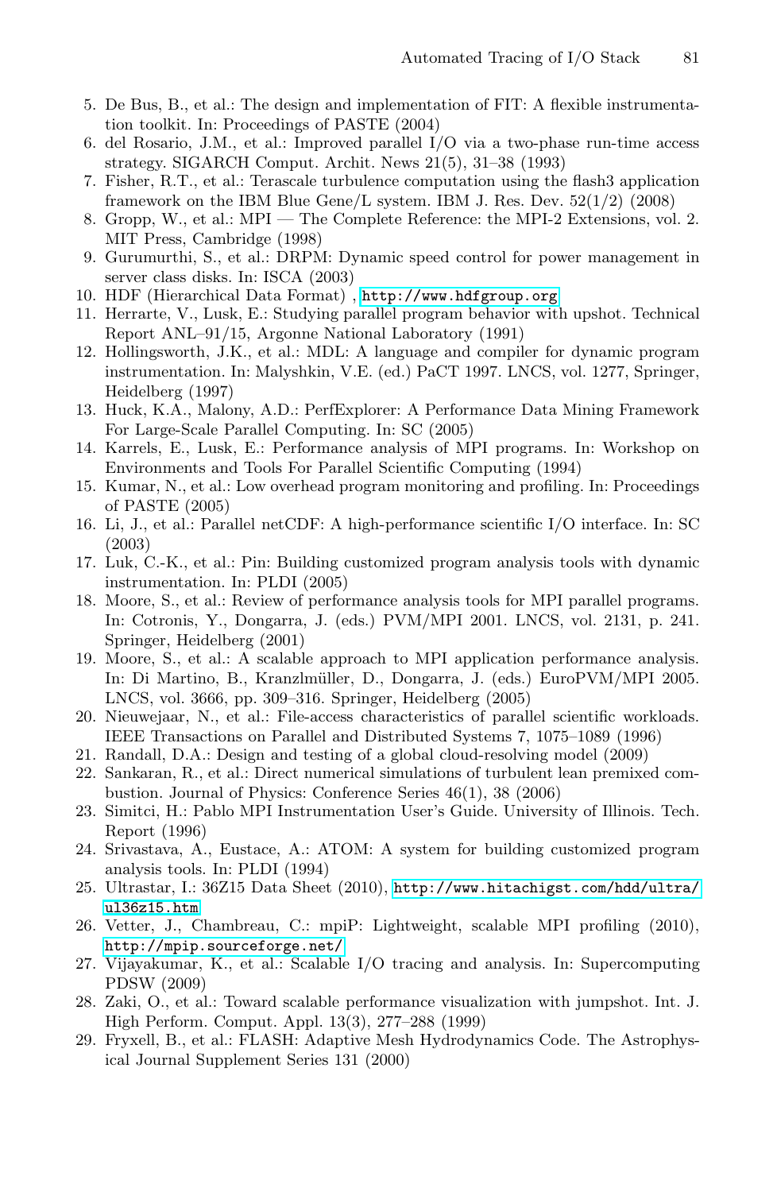5. De Bus, B., et al.: The design and implementation of FIT: A flexible instrumentation toolkit. In: Proceedings of PASTE (2004)
6. del Rosario, J.M., et al.: Improved parallel I/O via a two-phase run-time access strategy. SIGARCH Comput. Archit. News 21(5), 31–38 (1993)
7. Fisher, R.T., et al.: Terascale turbulence computation using the flash3 application framework on the IBM Blue Gene/L system. IBM J. Res. Dev. 52(1/2) (2008)
8. Gropp, W., et al.: MPI — The Complete Reference: the MPI-2 Extensions, vol. 2. MIT Press, Cambridge (1998)
9. Gurumurthi, S., et al.: DRPM: Dynamic speed control for power management in server class disks. In: ISCA (2003)
10. HDF (Hierarchical Data Format) , http://www.hdfgroup.org
11. Herrarte, V., Lusk, E.: Studying parallel program behavior with upshot. Technical Report ANL–91/15, Argonne National Laboratory (1991)
12. Hollingsworth, J.K., et al.: MDL: A language and compiler for dynamic program instrumentation. In: Malyshkin, V.E. (ed.) PaCT 1997. LNCS, vol. 1277, Springer, Heidelberg (1997)
13. Huck, K.A., Malony, A.D.: PerfExplorer: A Performance Data Mining Framework For Large-Scale Parallel Computing. In: SC (2005)
14. Karrels, E., Lusk, E.: Performance analysis of MPI programs. In: Workshop on Environments and Tools For Parallel Scientific Computing (1994)
15. Kumar, N., et al.: Low overhead program monitoring and profiling. In: Proceedings of PASTE (2005)
16. Li, J., et al.: Parallel netCDF: A high-performance scientific I/O interface. In: SC (2003)
17. Luk, C.-K., et al.: Pin: Building customized program analysis tools with dynamic instrumentation. In: PLDI (2005)
18. Moore, S., et al.: Review of performance analysis tools for MPI parallel programs. In: Cotronis, Y., Dongarra, J. (eds.) PVM/MPI 2001. LNCS, vol. 2131, p. 241. Springer, Heidelberg (2001)
19. Moore, S., et al.: A scalable approach to MPI application performance analysis. In: Di Martino, B., Kranzlmüller, D., Dongarra, J. (eds.) EuroPVM/MPI 2005. LNCS, vol. 3666, pp. 309–316. Springer, Heidelberg (2005)
20. Nieuwejaar, N., et al.: File-access characteristics of parallel scientific workloads. IEEE Transactions on Parallel and Distributed Systems 7, 1075–1089 (1996)
21. Randall, D.A.: Design and testing of a global cloud-resolving model (2009)
22. Sankaran, R., et al.: Direct numerical simulations of turbulent lean premixed combustion. Journal of Physics: Conference Series 46(1), 38 (2006)
23. Simitci, H.: Pablo MPI Instrumentation User's Guide. University of Illinois. Tech. Report (1996)
24. Srivastava, A., Eustace, A.: ATOM: A system for building customized program analysis tools. In: PLDI (1994)
25. Ultrastar, I.: 36Z15 Data Sheet (2010), http://www.hitachigst.com/hdd/ultra/ul36z15.htm
26. Vetter, J., Chambreau, C.: mpiP: Lightweight, scalable MPI profiling (2010), http://mpip.sourceforge.net/
27. Vijayakumar, K., et al.: Scalable I/O tracing and analysis. In: Supercomputing PDSW (2009)
28. Zaki, O., et al.: Toward scalable performance visualization with jumpshot. Int. J. High Perform. Comput. Appl. 13(3), 277–288 (1999)
29. Fryxell, B., et al.: FLASH: Adaptive Mesh Hydrodynamics Code. The Astrophysical Journal Supplement Series 131 (2000)